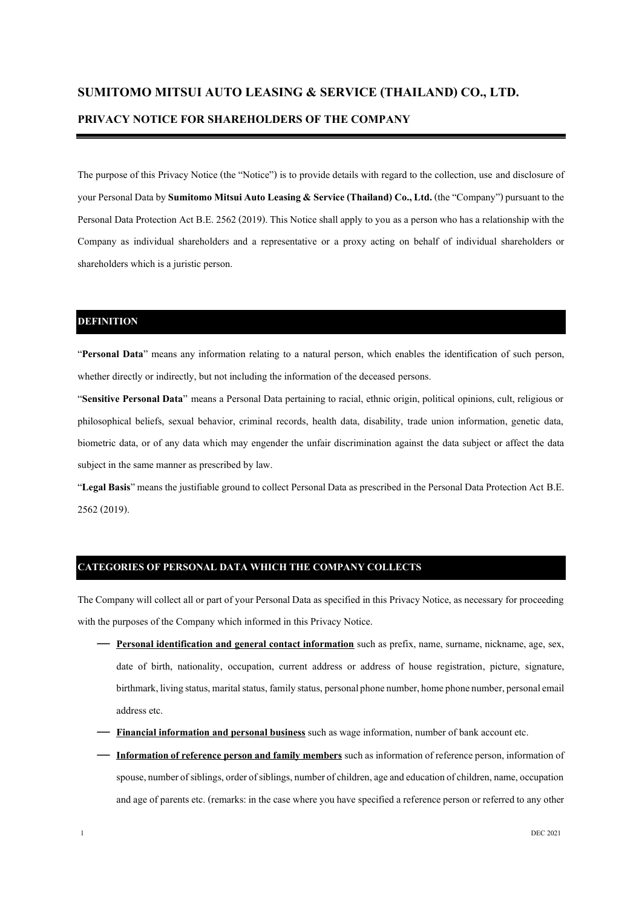# SUMITOMO MITSUI AUTO LEASING & SERVICE (THAILAND) CO., LTD.

## PRIVACY NOTICE FOR SHAREHOLDERS OF THE COMPANY

The purpose of this Privacy Notice (the "Notice") is to provide details with regard to the collection, use and disclosure of your Personal Data by **Sumitomo Mitsui Auto Leasing & Service (Thailand) Co., Ltd.** (the "Company") pursuant to the Personal Data Protection Act B.E. 2562 (2019). This Notice shall apply to you as a person who has a relationship with the Company as individual shareholders and a representative or a proxy acting on behalf of individual shareholders or shareholders which is a juristic person.

### DEFINITION

"**Personal Data**" means any information relating to a natural person, which enables the identification of such person, whether directly or indirectly, but not including the information of the deceased persons.

"**Sensitive Personal Data**" means a Personal Data pertaining to racial, ethnic origin, political opinions, cult, religious or philosophical beliefs, sexual behavior, criminal records, health data, disability, trade union information, genetic data, biometric data, or of any data which may engender the unfair discrimination against the data subject or affect the data subject in the same manner as prescribed by law.

"**Legal Basis**" means the justifiable ground to collect Personal Data as prescribed in the Personal Data Protection Act B.E. 2562 (2019).

### CATEGORIES OF PERSONAL DATA WHICH THE COMPANY COLLECTS

The Company will collect all or part of your Personal Data as specified in this Privacy Notice, as necessary for proceeding with the purposes of the Company which informed in this Privacy Notice.

- **Personal identification and general contact information** such as prefix, name, surname, nickname, age, sex, date of birth, nationality, occupation, current address or address of house registration, picture, signature, birthmark, living status, marital status, family status, personal phone number, home phone number, personal email address etc.
- **Financial information and personal business** such as wage information, number of bank account etc.
- **Information of reference person and family members** such as information of reference person, information of spouse, number of siblings, order of siblings, number of children, age and education of children, name, occupation and age of parents etc. (remarks: in the case where you have specified a reference person or referred to any other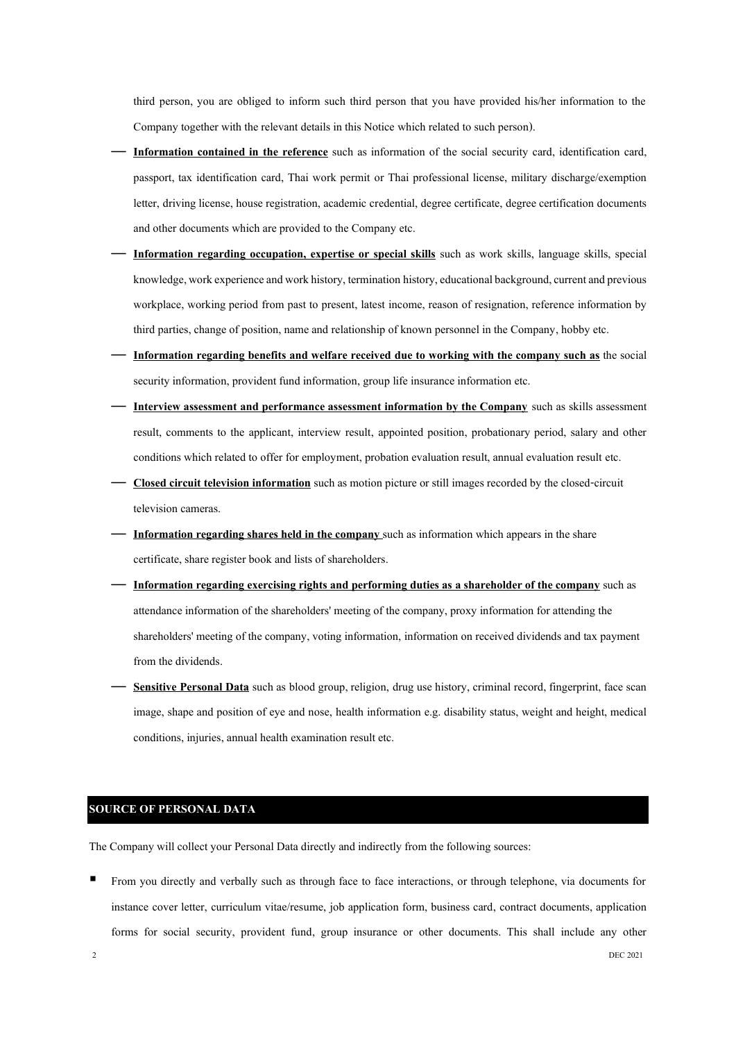third person, you are obliged to inform such third person that you have provided his/her information to the Company together with the relevant details in this Notice which related to such person).

- **Information contained in the reference** such as information of the social security card, identification card, passport, tax identification card, Thai work permit or Thai professional license, military discharge/exemption letter, driving license, house registration, academic credential, degree certificate, degree certification documents and other documents which are provided to the Company etc.
- **Information regarding occupation, expertise or special skills** such as work skills, language skills, special knowledge, work experience and work history, termination history, educational background, current and previous workplace, working period from past to present, latest income, reason of resignation, reference information by third parties, change of position, name and relationship of known personnel in the Company, hobby etc.
- **Information regarding benefits and welfare received due to working with the company such as** the social security information, provident fund information, group life insurance information etc.
- **Interview assessment and performance assessment information by the Company** such as skills assessment result, comments to the applicant, interview result, appointed position, probationary period, salary and other conditions which related to offer for employment, probation evaluation result, annual evaluation result etc.
- **Closed circuit television information** such as motion picture or still images recorded by the closed-circuit television cameras.
- **Information regarding shares held in the company** such as information which appears in the share certificate, share register book and lists of shareholders.
- **Information regarding exercising rights and performing duties as a shareholder of the company** such as attendance information of the shareholders' meeting of the company, proxy information for attending the shareholders' meeting of the company, voting information, information on received dividends and tax payment from the dividends.
- **Sensitive Personal Data** such as blood group, religion, drug use history, criminal record, fingerprint, face scan image, shape and position of eye and nose, health information e.g. disability status, weight and height, medical conditions, injuries, annual health examination result etc.

## SOURCE OF PERSONAL DATA

The Company will collect your Personal Data directly and indirectly from the following sources:

- From you directly and verbally such as through face to face interactions, or through telephone, via documents for instance cover letter, curriculum vitae/resume, job application form, business card, contract documents, application forms for social security, provident fund, group insurance or other documents. This shall include any other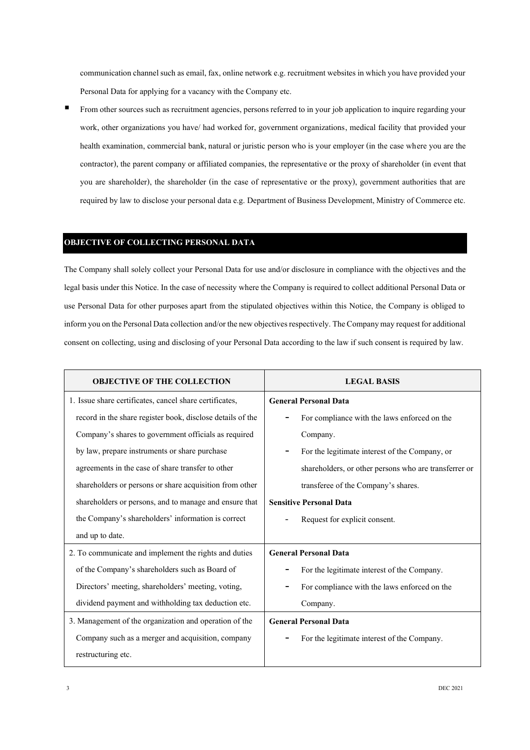communication channel such as email, fax, online network e.g. recruitment websites in which you have provided your Personal Data for applying for a vacancy with the Company etc.

- From other sources such as recruitment agencies, persons referred to in your job application to inquire regarding your work, other organizations you have/ had worked for, government organizations, medical facility that provided your health examination, commercial bank, natural or juristic person who is your employer (in the case where you are the contractor), the parent company or affiliated companies, the representative or the proxy of shareholder (in event that you are shareholder), the shareholder (in the case of representative or the proxy), government authorities that are required by law to disclose your personal data e.g. Department of Business Development, Ministry of Commerce etc.

## OBJECTIVE OF COLLECTING PERSONAL DATA

The Company shall solely collect your Personal Data for use and/or disclosure in compliance with the objectives and the legal basis under this Notice. In the case of necessity where the Company is required to collect additional Personal Data or use Personal Data for other purposes apart from the stipulated objectives within this Notice, the Company is obliged to inform you on the Personal Data collection and/or the new objectives respectively. The Company may request for additional consent on collecting, using and disclosing of your Personal Data according to the law if such consent is required by law.

| OBJECTIVE OF THE COLLECTION | LEGAL BASIS |
|---|---|
| 1. Issue share certificates, cancel share certificates, record in the share register book, disclose details of the Company's shares to government officials as required by law, prepare instruments or share purchase agreements in the case of share transfer to other shareholders or persons or share acquisition from other shareholders or persons, and to manage and ensure that the Company's shareholders' information is correct and up to date. | **General Personal Data**<br>- For compliance with the laws enforced on the Company.<br>- For the legitimate interest of the Company, or shareholders, or other persons who are transferrer or transferee of the Company's shares.<br>**Sensitive Personal Data**<br>- Request for explicit consent. |
| 2. To communicate and implement the rights and duties of the Company's shareholders such as Board of Directors' meeting, shareholders' meeting, voting, dividend payment and withholding tax deduction etc. | **General Personal Data**<br>- For the legitimate interest of the Company.<br>- For compliance with the laws enforced on the Company. |
| 3. Management of the organization and operation of the Company such as a merger and acquisition, company restructuring etc. | **General Personal Data**<br>- For the legitimate interest of the Company. |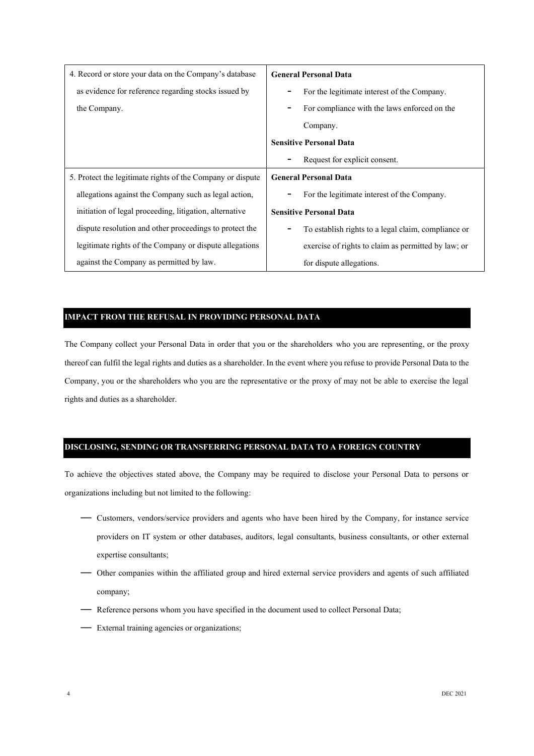| | |
|---|---|
| 4. Record or store your data on the Company's database as evidence for reference regarding stocks issued by the Company. | **General Personal Data**<br>- For the legitimate interest of the Company.<br>- For compliance with the laws enforced on the Company.<br>**Sensitive Personal Data**<br>- Request for explicit consent. |
| 5. Protect the legitimate rights of the Company or dispute allegations against the Company such as legal action, initiation of legal proceeding, litigation, alternative dispute resolution and other proceedings to protect the legitimate rights of the Company or dispute allegations against the Company as permitted by law. | **General Personal Data**<br>- For the legitimate interest of the Company.<br>**Sensitive Personal Data**<br>- To establish rights to a legal claim, compliance or exercise of rights to claim as permitted by law; or for dispute allegations. |

## IMPACT FROM THE REFUSAL IN PROVIDING PERSONAL DATA

The Company collect your Personal Data in order that you or the shareholders who you are representing, or the proxy thereof can fulfil the legal rights and duties as a shareholder. In the event where you refuse to provide Personal Data to the Company, you or the shareholders who you are the representative or the proxy of may not be able to exercise the legal rights and duties as a shareholder.

## DISCLOSING, SENDING OR TRANSFERRING PERSONAL DATA TO A FOREIGN COUNTRY

To achieve the objectives stated above, the Company may be required to disclose your Personal Data to persons or organizations including but not limited to the following:

- Customers, vendors/service providers and agents who have been hired by the Company, for instance service providers on IT system or other databases, auditors, legal consultants, business consultants, or other external expertise consultants;
- Other companies within the affiliated group and hired external service providers and agents of such affiliated company;
- Reference persons whom you have specified in the document used to collect Personal Data;
- External training agencies or organizations;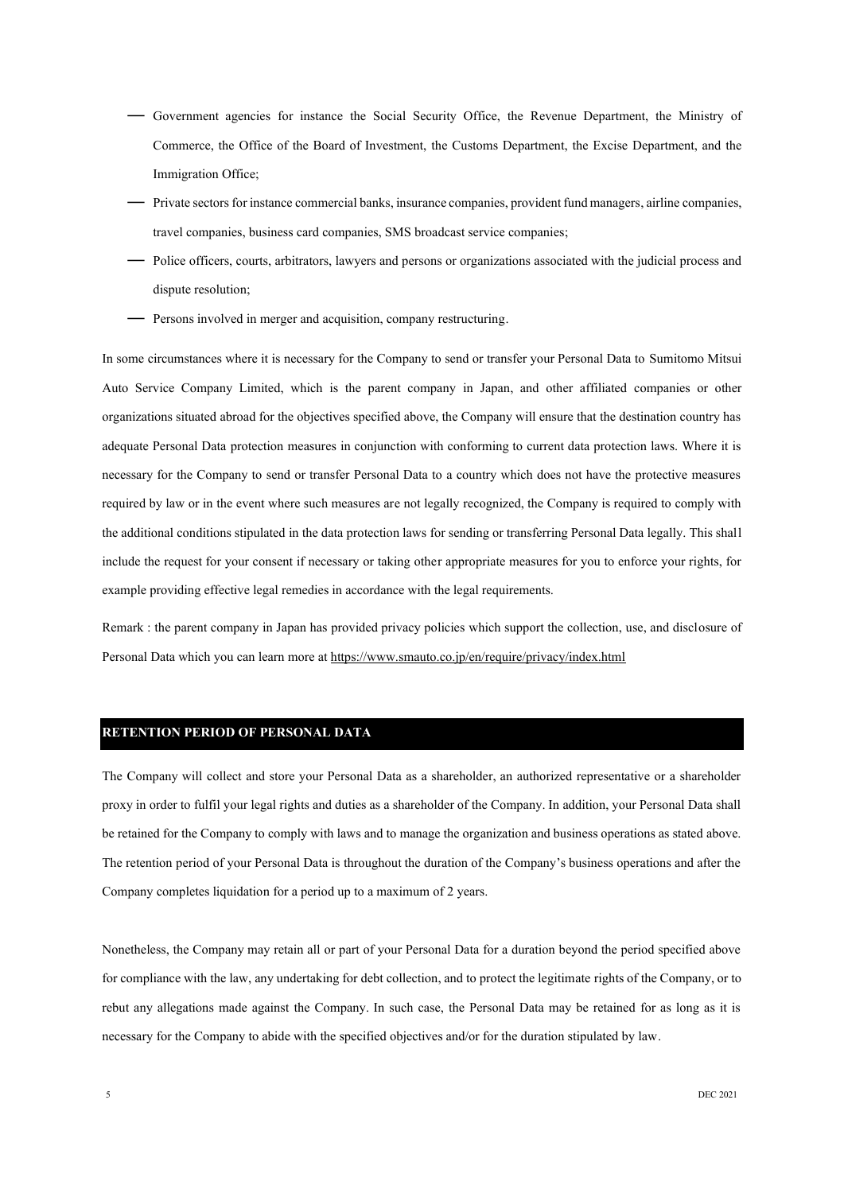- Government agencies for instance the Social Security Office, the Revenue Department, the Ministry of Commerce, the Office of the Board of Investment, the Customs Department, the Excise Department, and the Immigration Office;
- Private sectors for instance commercial banks, insurance companies, provident fund managers, airline companies, travel companies, business card companies, SMS broadcast service companies;
- Police officers, courts, arbitrators, lawyers and persons or organizations associated with the judicial process and dispute resolution;
- Persons involved in merger and acquisition, company restructuring.

In some circumstances where it is necessary for the Company to send or transfer your Personal Data to Sumitomo Mitsui Auto Service Company Limited, which is the parent company in Japan, and other affiliated companies or other organizations situated abroad for the objectives specified above, the Company will ensure that the destination country has adequate Personal Data protection measures in conjunction with conforming to current data protection laws. Where it is necessary for the Company to send or transfer Personal Data to a country which does not have the protective measures required by law or in the event where such measures are not legally recognized, the Company is required to comply with the additional conditions stipulated in the data protection laws for sending or transferring Personal Data legally. This shall include the request for your consent if necessary or taking other appropriate measures for you to enforce your rights, for example providing effective legal remedies in accordance with the legal requirements.

Remark : the parent company in Japan has provided privacy policies which support the collection, use, and disclosure of Personal Data which you can learn more at https://www.smauto.co.jp/en/require/privacy/index.html

## RETENTION PERIOD OF PERSONAL DATA

The Company will collect and store your Personal Data as a shareholder, an authorized representative or a shareholder proxy in order to fulfil your legal rights and duties as a shareholder of the Company. In addition, your Personal Data shall be retained for the Company to comply with laws and to manage the organization and business operations as stated above. The retention period of your Personal Data is throughout the duration of the Company's business operations and after the Company completes liquidation for a period up to a maximum of 2 years.

Nonetheless, the Company may retain all or part of your Personal Data for a duration beyond the period specified above for compliance with the law, any undertaking for debt collection, and to protect the legitimate rights of the Company, or to rebut any allegations made against the Company. In such case, the Personal Data may be retained for as long as it is necessary for the Company to abide with the specified objectives and/or for the duration stipulated by law.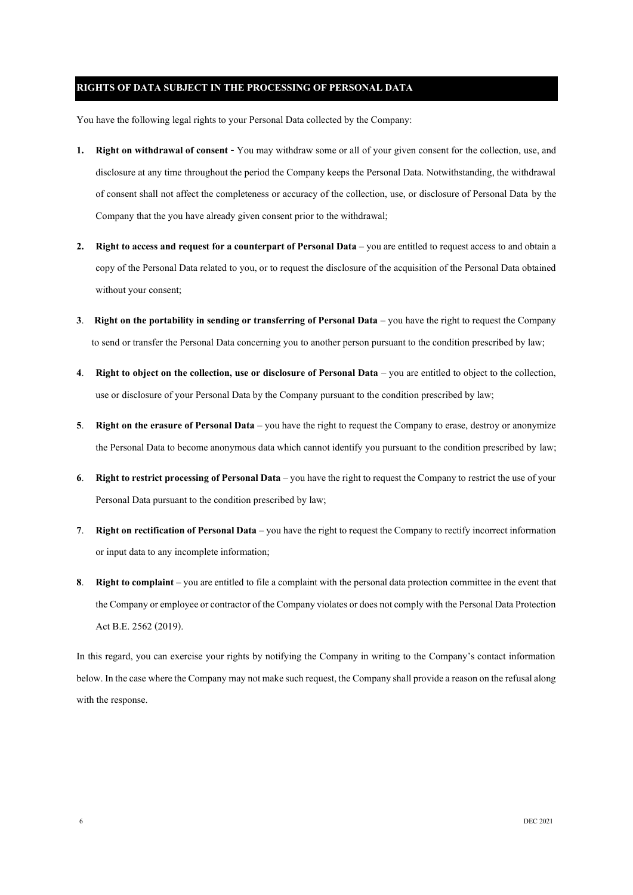## RIGHTS OF DATA SUBJECT IN THE PROCESSING OF PERSONAL DATA

You have the following legal rights to your Personal Data collected by the Company:

1. **Right on withdrawal of consent** - You may withdraw some or all of your given consent for the collection, use, and disclosure at any time throughout the period the Company keeps the Personal Data. Notwithstanding, the withdrawal of consent shall not affect the completeness or accuracy of the collection, use, or disclosure of Personal Data by the Company that the you have already given consent prior to the withdrawal;

2. **Right to access and request for a counterpart of Personal Data** – you are entitled to request access to and obtain a copy of the Personal Data related to you, or to request the disclosure of the acquisition of the Personal Data obtained without your consent;

3. **Right on the portability in sending or transferring of Personal Data** – you have the right to request the Company to send or transfer the Personal Data concerning you to another person pursuant to the condition prescribed by law;

4. **Right to object on the collection, use or disclosure of Personal Data** – you are entitled to object to the collection, use or disclosure of your Personal Data by the Company pursuant to the condition prescribed by law;

5. **Right on the erasure of Personal Data** – you have the right to request the Company to erase, destroy or anonymize the Personal Data to become anonymous data which cannot identify you pursuant to the condition prescribed by law;

6. **Right to restrict processing of Personal Data** – you have the right to request the Company to restrict the use of your Personal Data pursuant to the condition prescribed by law;

7. **Right on rectification of Personal Data** – you have the right to request the Company to rectify incorrect information or input data to any incomplete information;

8. **Right to complaint** – you are entitled to file a complaint with the personal data protection committee in the event that the Company or employee or contractor of the Company violates or does not comply with the Personal Data Protection Act B.E. 2562 (2019).

In this regard, you can exercise your rights by notifying the Company in writing to the Company's contact information below. In the case where the Company may not make such request, the Company shall provide a reason on the refusal along with the response.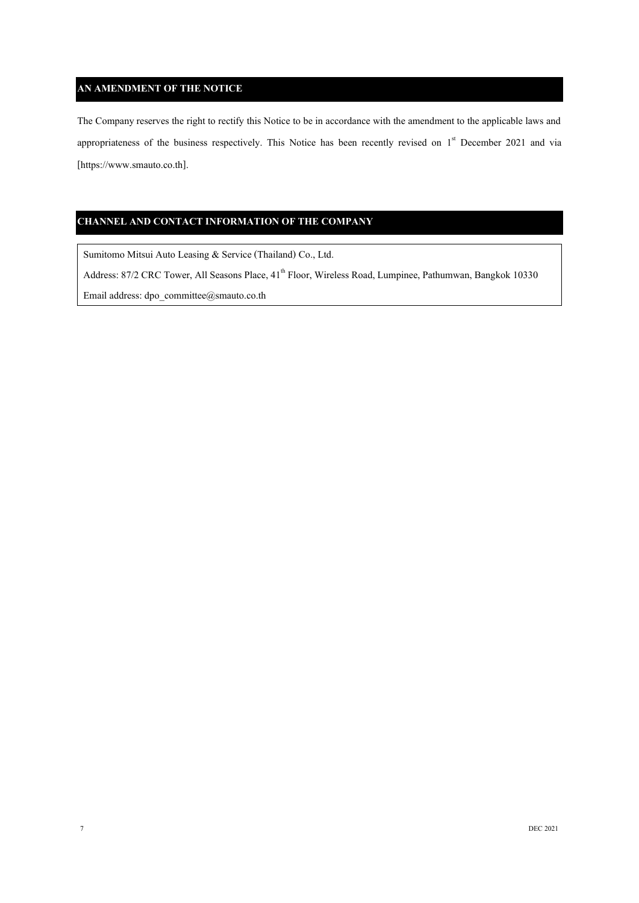## AN AMENDMENT OF THE NOTICE

The Company reserves the right to rectify this Notice to be in accordance with the amendment to the applicable laws and appropriateness of the business respectively. This Notice has been recently revised on 1st December 2021 and via [https://www.smauto.co.th].

## CHANNEL AND CONTACT INFORMATION OF THE COMPANY

Sumitomo Mitsui Auto Leasing & Service (Thailand) Co., Ltd.

Address: 87/2 CRC Tower, All Seasons Place, 41th Floor, Wireless Road, Lumpinee, Pathumwan, Bangkok 10330

Email address: dpo_committee@smauto.co.th